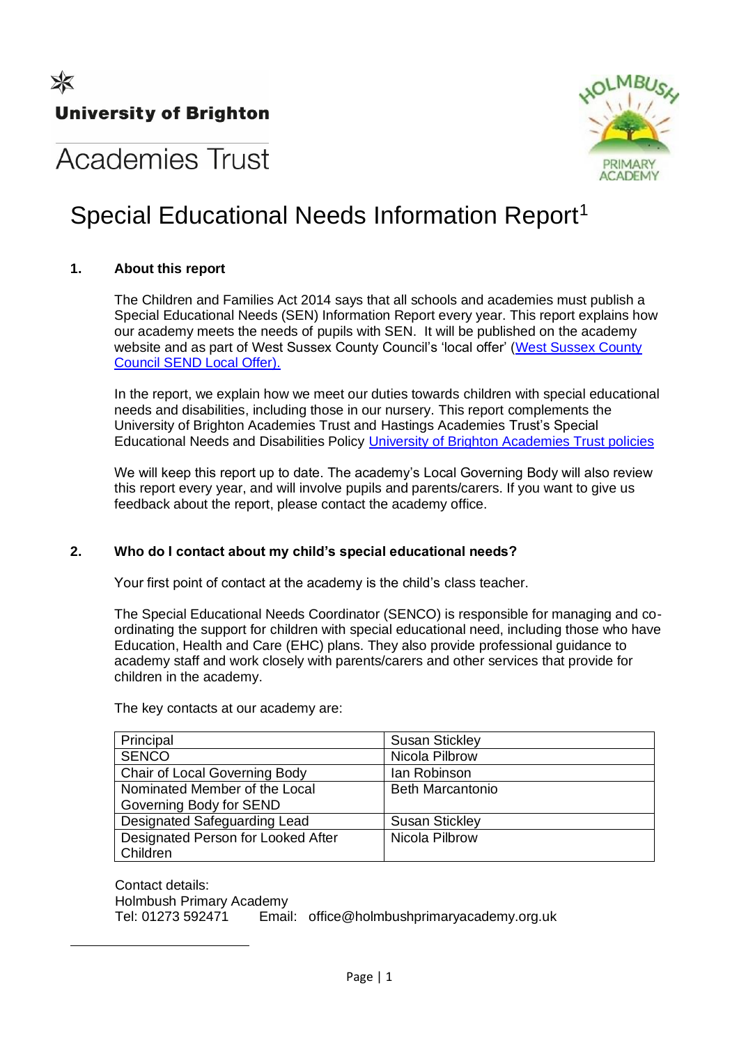University of Brighton

Academies Trust

HOLMBUSH PRIMARY ACADEMY

# Special Educational Needs Information Report[1]

## 1. About this report

The Children and Families Act 2014 says that all schools and academies must publish a Special Educational Needs (SEN) Information Report every year. This report explains how our academy meets the needs of pupils with SEN. It will be published on the academy website and as part of West Sussex County Council's 'local offer' (West Sussex County Council SEND Local Offer).

In the report, we explain how we meet our duties towards children with special educational needs and disabilities, including those in our nursery. This report complements the University of Brighton Academies Trust and Hastings Academies Trust's Special Educational Needs and Disabilities Policy University of Brighton Academies Trust policies

We will keep this report up to date. The academy's Local Governing Body will also review this report every year, and will involve pupils and parents/carers. If you want to give us feedback about the report, please contact the academy office.

## 2. Who do I contact about my child's special educational needs?

Your first point of contact at the academy is the child's class teacher.

The Special Educational Needs Coordinator (SENCO) is responsible for managing and co-ordinating the support for children with special educational need, including those who have Education, Health and Care (EHC) plans. They also provide professional guidance to academy staff and work closely with parents/carers and other services that provide for children in the academy.

The key contacts at our academy are:

| | |
|---|---|
| Principal | Susan Stickley |
| SENCO | Nicola Pilbrow |
| Chair of Local Governing Body | Ian Robinson |
| Nominated Member of the Local Governing Body for SEND | Beth Marcantonio |
| Designated Safeguarding Lead | Susan Stickley |
| Designated Person for Looked After Children | Nicola Pilbrow |

Contact details:
Holmbush Primary Academy
Tel: 01273 592471 Email: office@holmbushprimaryacademy.org.uk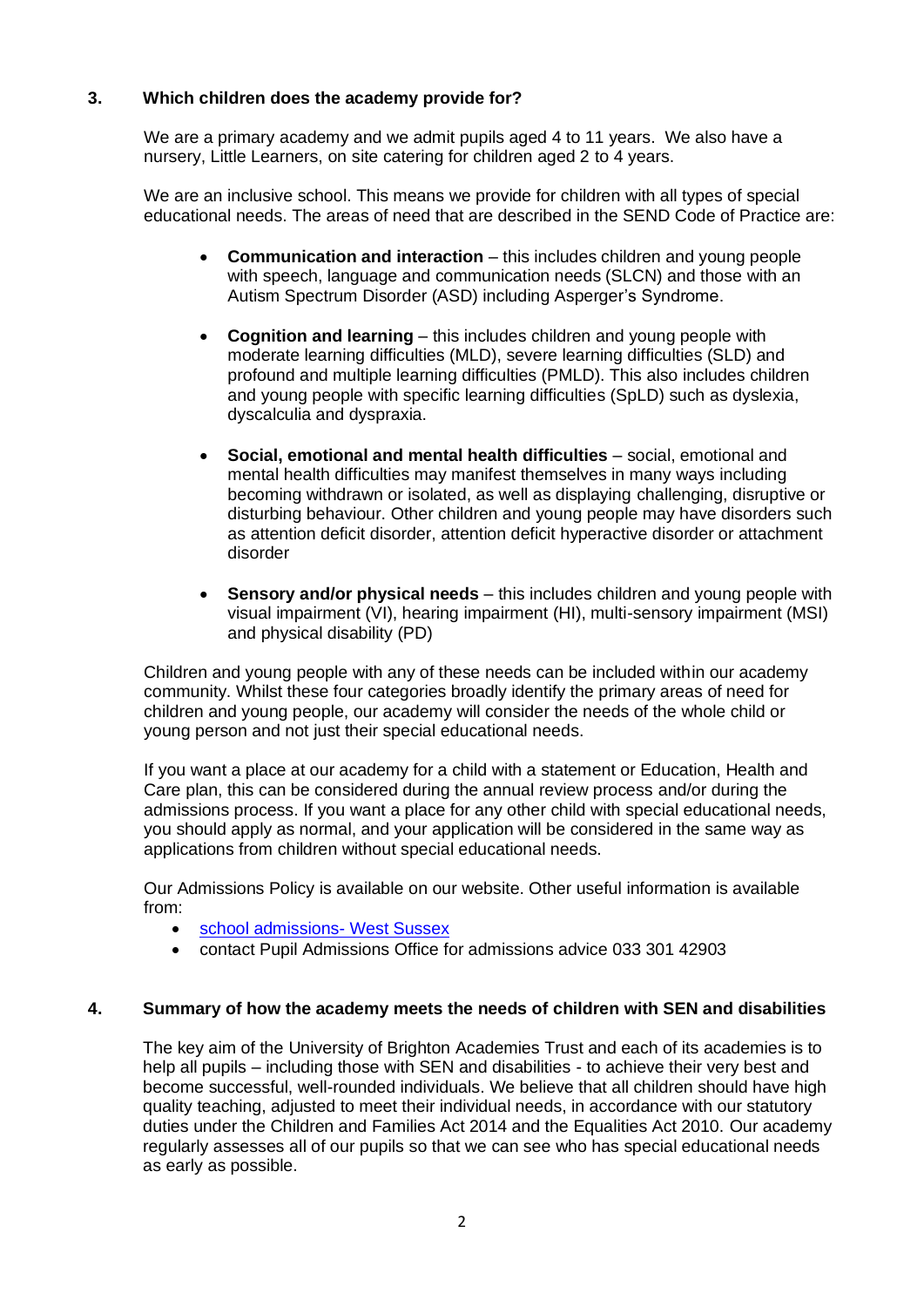## 3. Which children does the academy provide for?

We are a primary academy and we admit pupils aged 4 to 11 years. We also have a nursery, Little Learners, on site catering for children aged 2 to 4 years.

We are an inclusive school. This means we provide for children with all types of special educational needs. The areas of need that are described in the SEND Code of Practice are:

- **Communication and interaction** – this includes children and young people with speech, language and communication needs (SLCN) and those with an Autism Spectrum Disorder (ASD) including Asperger's Syndrome.

- **Cognition and learning** – this includes children and young people with moderate learning difficulties (MLD), severe learning difficulties (SLD) and profound and multiple learning difficulties (PMLD). This also includes children and young people with specific learning difficulties (SpLD) such as dyslexia, dyscalculia and dyspraxia.

- **Social, emotional and mental health difficulties** – social, emotional and mental health difficulties may manifest themselves in many ways including becoming withdrawn or isolated, as well as displaying challenging, disruptive or disturbing behaviour. Other children and young people may have disorders such as attention deficit disorder, attention deficit hyperactive disorder or attachment disorder

- **Sensory and/or physical needs** – this includes children and young people with visual impairment (VI), hearing impairment (HI), multi-sensory impairment (MSI) and physical disability (PD)

Children and young people with any of these needs can be included within our academy community. Whilst these four categories broadly identify the primary areas of need for children and young people, our academy will consider the needs of the whole child or young person and not just their special educational needs.

If you want a place at our academy for a child with a statement or Education, Health and Care plan, this can be considered during the annual review process and/or during the admissions process. If you want a place for any other child with special educational needs, you should apply as normal, and your application will be considered in the same way as applications from children without special educational needs.

Our Admissions Policy is available on our website. Other useful information is available from:

- school admissions- West Sussex
- contact Pupil Admissions Office for admissions advice 033 301 42903

## 4. Summary of how the academy meets the needs of children with SEN and disabilities

The key aim of the University of Brighton Academies Trust and each of its academies is to help all pupils – including those with SEN and disabilities - to achieve their very best and become successful, well-rounded individuals. We believe that all children should have high quality teaching, adjusted to meet their individual needs, in accordance with our statutory duties under the Children and Families Act 2014 and the Equalities Act 2010. Our academy regularly assesses all of our pupils so that we can see who has special educational needs as early as possible.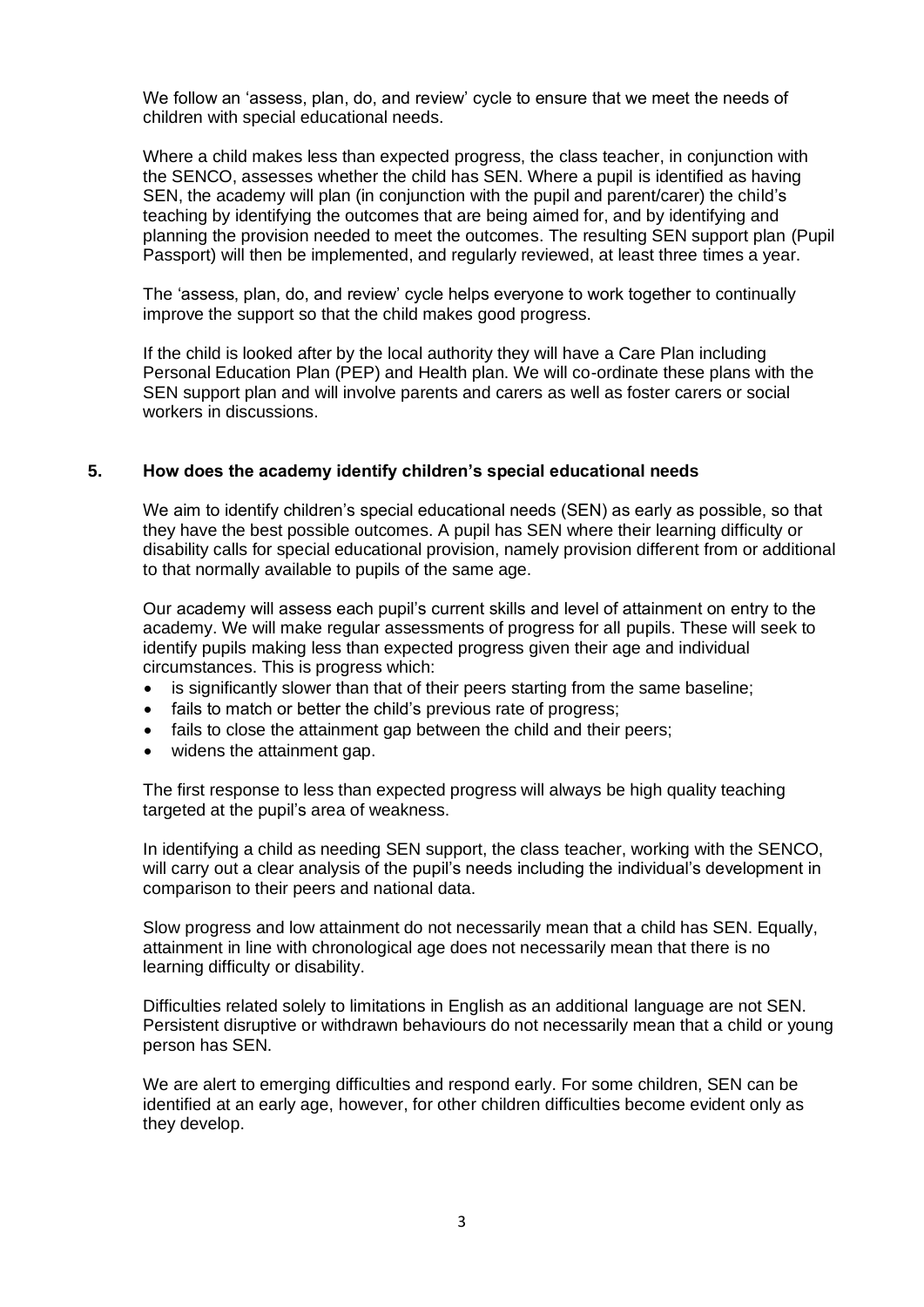We follow an 'assess, plan, do, and review' cycle to ensure that we meet the needs of children with special educational needs.

Where a child makes less than expected progress, the class teacher, in conjunction with the SENCO, assesses whether the child has SEN. Where a pupil is identified as having SEN, the academy will plan (in conjunction with the pupil and parent/carer) the child's teaching by identifying the outcomes that are being aimed for, and by identifying and planning the provision needed to meet the outcomes. The resulting SEN support plan (Pupil Passport) will then be implemented, and regularly reviewed, at least three times a year.

The 'assess, plan, do, and review' cycle helps everyone to work together to continually improve the support so that the child makes good progress.

If the child is looked after by the local authority they will have a Care Plan including Personal Education Plan (PEP) and Health plan. We will co-ordinate these plans with the SEN support plan and will involve parents and carers as well as foster carers or social workers in discussions.

## 5. How does the academy identify children's special educational needs

We aim to identify children's special educational needs (SEN) as early as possible, so that they have the best possible outcomes. A pupil has SEN where their learning difficulty or disability calls for special educational provision, namely provision different from or additional to that normally available to pupils of the same age.

Our academy will assess each pupil's current skills and level of attainment on entry to the academy. We will make regular assessments of progress for all pupils. These will seek to identify pupils making less than expected progress given their age and individual circumstances. This is progress which:

- is significantly slower than that of their peers starting from the same baseline;
- fails to match or better the child's previous rate of progress;
- fails to close the attainment gap between the child and their peers;
- widens the attainment gap.

The first response to less than expected progress will always be high quality teaching targeted at the pupil's area of weakness.

In identifying a child as needing SEN support, the class teacher, working with the SENCO, will carry out a clear analysis of the pupil's needs including the individual's development in comparison to their peers and national data.

Slow progress and low attainment do not necessarily mean that a child has SEN. Equally, attainment in line with chronological age does not necessarily mean that there is no learning difficulty or disability.

Difficulties related solely to limitations in English as an additional language are not SEN. Persistent disruptive or withdrawn behaviours do not necessarily mean that a child or young person has SEN.

We are alert to emerging difficulties and respond early. For some children, SEN can be identified at an early age, however, for other children difficulties become evident only as they develop.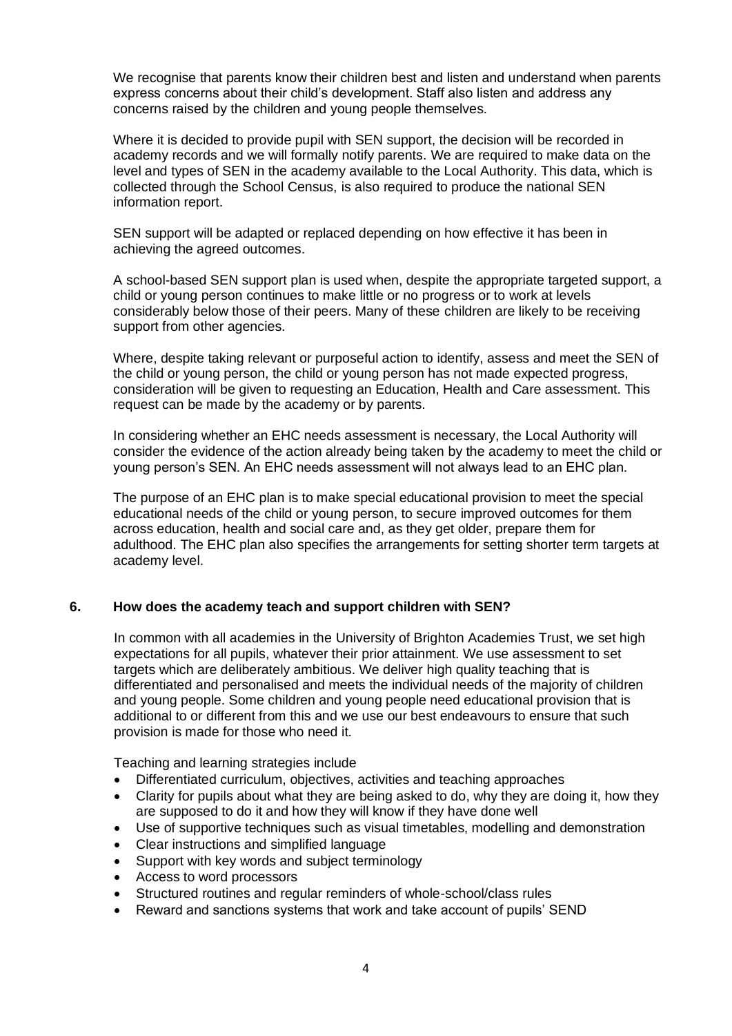We recognise that parents know their children best and listen and understand when parents express concerns about their child's development. Staff also listen and address any concerns raised by the children and young people themselves.

Where it is decided to provide pupil with SEN support, the decision will be recorded in academy records and we will formally notify parents. We are required to make data on the level and types of SEN in the academy available to the Local Authority. This data, which is collected through the School Census, is also required to produce the national SEN information report.

SEN support will be adapted or replaced depending on how effective it has been in achieving the agreed outcomes.

A school-based SEN support plan is used when, despite the appropriate targeted support, a child or young person continues to make little or no progress or to work at levels considerably below those of their peers. Many of these children are likely to be receiving support from other agencies.

Where, despite taking relevant or purposeful action to identify, assess and meet the SEN of the child or young person, the child or young person has not made expected progress, consideration will be given to requesting an Education, Health and Care assessment. This request can be made by the academy or by parents.

In considering whether an EHC needs assessment is necessary, the Local Authority will consider the evidence of the action already being taken by the academy to meet the child or young person's SEN. An EHC needs assessment will not always lead to an EHC plan.

The purpose of an EHC plan is to make special educational provision to meet the special educational needs of the child or young person, to secure improved outcomes for them across education, health and social care and, as they get older, prepare them for adulthood. The EHC plan also specifies the arrangements for setting shorter term targets at academy level.

## 6. How does the academy teach and support children with SEN?

In common with all academies in the University of Brighton Academies Trust, we set high expectations for all pupils, whatever their prior attainment. We use assessment to set targets which are deliberately ambitious. We deliver high quality teaching that is differentiated and personalised and meets the individual needs of the majority of children and young people. Some children and young people need educational provision that is additional to or different from this and we use our best endeavours to ensure that such provision is made for those who need it.

Teaching and learning strategies include

- Differentiated curriculum, objectives, activities and teaching approaches
- Clarity for pupils about what they are being asked to do, why they are doing it, how they are supposed to do it and how they will know if they have done well
- Use of supportive techniques such as visual timetables, modelling and demonstration
- Clear instructions and simplified language
- Support with key words and subject terminology
- Access to word processors
- Structured routines and regular reminders of whole-school/class rules
- Reward and sanctions systems that work and take account of pupils' SEND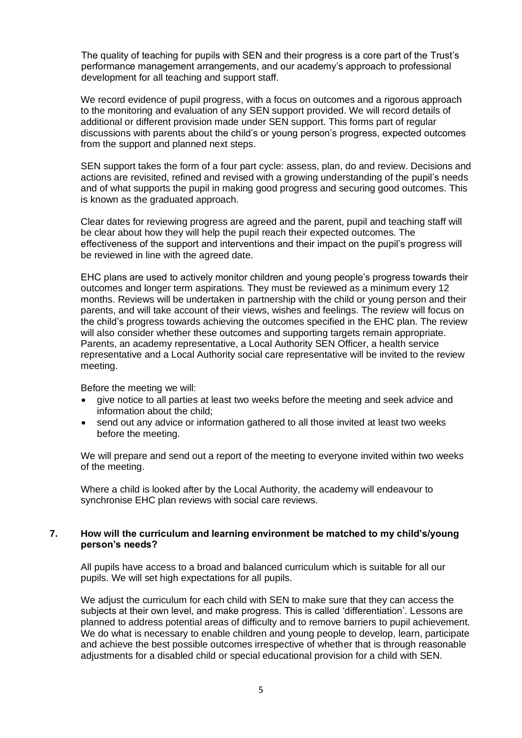The quality of teaching for pupils with SEN and their progress is a core part of the Trust's performance management arrangements, and our academy's approach to professional development for all teaching and support staff.

We record evidence of pupil progress, with a focus on outcomes and a rigorous approach to the monitoring and evaluation of any SEN support provided. We will record details of additional or different provision made under SEN support. This forms part of regular discussions with parents about the child's or young person's progress, expected outcomes from the support and planned next steps.

SEN support takes the form of a four part cycle: assess, plan, do and review. Decisions and actions are revisited, refined and revised with a growing understanding of the pupil's needs and of what supports the pupil in making good progress and securing good outcomes. This is known as the graduated approach.

Clear dates for reviewing progress are agreed and the parent, pupil and teaching staff will be clear about how they will help the pupil reach their expected outcomes. The effectiveness of the support and interventions and their impact on the pupil's progress will be reviewed in line with the agreed date.

EHC plans are used to actively monitor children and young people's progress towards their outcomes and longer term aspirations. They must be reviewed as a minimum every 12 months. Reviews will be undertaken in partnership with the child or young person and their parents, and will take account of their views, wishes and feelings. The review will focus on the child's progress towards achieving the outcomes specified in the EHC plan. The review will also consider whether these outcomes and supporting targets remain appropriate. Parents, an academy representative, a Local Authority SEN Officer, a health service representative and a Local Authority social care representative will be invited to the review meeting.

Before the meeting we will:

- give notice to all parties at least two weeks before the meeting and seek advice and information about the child;
- send out any advice or information gathered to all those invited at least two weeks before the meeting.

We will prepare and send out a report of the meeting to everyone invited within two weeks of the meeting.

Where a child is looked after by the Local Authority, the academy will endeavour to synchronise EHC plan reviews with social care reviews.

## 7. How will the curriculum and learning environment be matched to my child's/young person's needs?

All pupils have access to a broad and balanced curriculum which is suitable for all our pupils. We will set high expectations for all pupils.

We adjust the curriculum for each child with SEN to make sure that they can access the subjects at their own level, and make progress. This is called 'differentiation'. Lessons are planned to address potential areas of difficulty and to remove barriers to pupil achievement. We do what is necessary to enable children and young people to develop, learn, participate and achieve the best possible outcomes irrespective of whether that is through reasonable adjustments for a disabled child or special educational provision for a child with SEN.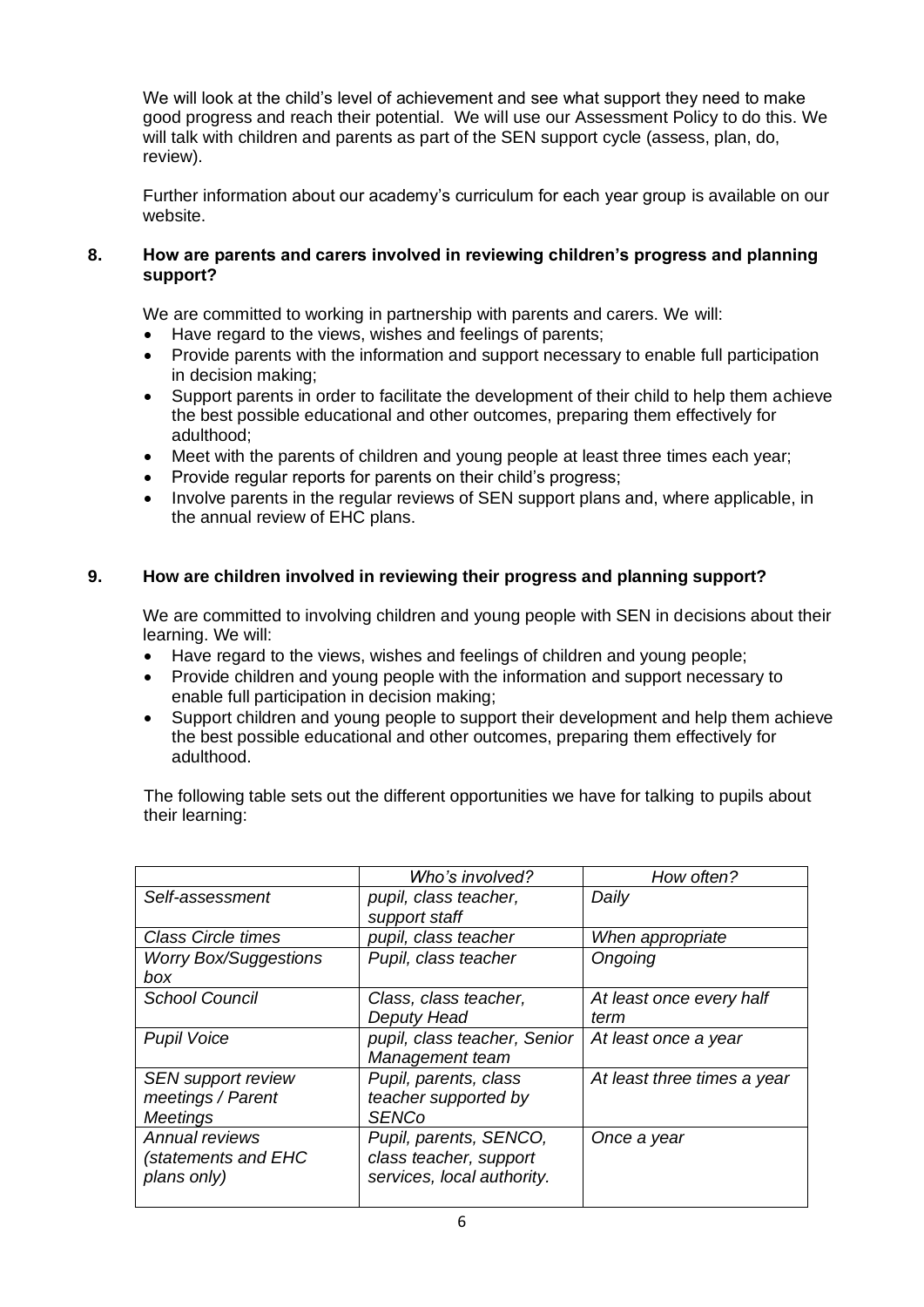We will look at the child's level of achievement and see what support they need to make good progress and reach their potential. We will use our Assessment Policy to do this. We will talk with children and parents as part of the SEN support cycle (assess, plan, do, review).

Further information about our academy's curriculum for each year group is available on our website.

## 8. How are parents and carers involved in reviewing children's progress and planning support?

We are committed to working in partnership with parents and carers. We will:

- Have regard to the views, wishes and feelings of parents;
- Provide parents with the information and support necessary to enable full participation in decision making;
- Support parents in order to facilitate the development of their child to help them achieve the best possible educational and other outcomes, preparing them effectively for adulthood;
- Meet with the parents of children and young people at least three times each year;
- Provide regular reports for parents on their child's progress;
- Involve parents in the regular reviews of SEN support plans and, where applicable, in the annual review of EHC plans.

## 9. How are children involved in reviewing their progress and planning support?

We are committed to involving children and young people with SEN in decisions about their learning. We will:

- Have regard to the views, wishes and feelings of children and young people;
- Provide children and young people with the information and support necessary to enable full participation in decision making;
- Support children and young people to support their development and help them achieve the best possible educational and other outcomes, preparing them effectively for adulthood.

The following table sets out the different opportunities we have for talking to pupils about their learning:

| | *Who's involved?* | *How often?* |
|---|---|---|
| *Self-assessment* | *pupil, class teacher, support staff* | *Daily* |
| *Class Circle times* | *pupil, class teacher* | *When appropriate* |
| *Worry Box/Suggestions box* | *Pupil, class teacher* | *Ongoing* |
| *School Council* | *Class, class teacher, Deputy Head* | *At least once every half term* |
| *Pupil Voice* | *pupil, class teacher, Senior Management team* | *At least once a year* |
| *SEN support review meetings / Parent Meetings* | *Pupil, parents, class teacher supported by SENCo* | *At least three times a year* |
| *Annual reviews (statements and EHC plans only)* | *Pupil, parents, SENCO, class teacher, support services, local authority.* | *Once a year* |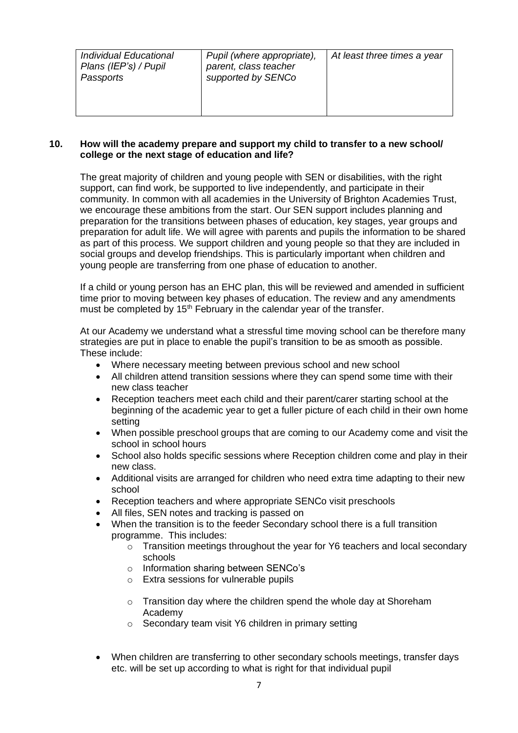| *Individual Educational Plans (IEP's) / Pupil Passports* | *Pupil (where appropriate), parent, class teacher supported by SENCo* | *At least three times a year* |
|---|---|---|

## 10. How will the academy prepare and support my child to transfer to a new school/ college or the next stage of education and life?

The great majority of children and young people with SEN or disabilities, with the right support, can find work, be supported to live independently, and participate in their community. In common with all academies in the University of Brighton Academies Trust, we encourage these ambitions from the start. Our SEN support includes planning and preparation for the transitions between phases of education, key stages, year groups and preparation for adult life. We will agree with parents and pupils the information to be shared as part of this process. We support children and young people so that they are included in social groups and develop friendships. This is particularly important when children and young people are transferring from one phase of education to another.

If a child or young person has an EHC plan, this will be reviewed and amended in sufficient time prior to moving between key phases of education. The review and any amendments must be completed by 15th February in the calendar year of the transfer.

At our Academy we understand what a stressful time moving school can be therefore many strategies are put in place to enable the pupil's transition to be as smooth as possible. These include:

- Where necessary meeting between previous school and new school
- All children attend transition sessions where they can spend some time with their new class teacher
- Reception teachers meet each child and their parent/carer starting school at the beginning of the academic year to get a fuller picture of each child in their own home setting
- When possible preschool groups that are coming to our Academy come and visit the school in school hours
- School also holds specific sessions where Reception children come and play in their new class.
- Additional visits are arranged for children who need extra time adapting to their new school
- Reception teachers and where appropriate SENCo visit preschools
- All files, SEN notes and tracking is passed on
- When the transition is to the feeder Secondary school there is a full transition programme. This includes:
  - Transition meetings throughout the year for Y6 teachers and local secondary schools
  - Information sharing between SENCo's
  - Extra sessions for vulnerable pupils
  - Transition day where the children spend the whole day at Shoreham Academy
  - Secondary team visit Y6 children in primary setting
- When children are transferring to other secondary schools meetings, transfer days etc. will be set up according to what is right for that individual pupil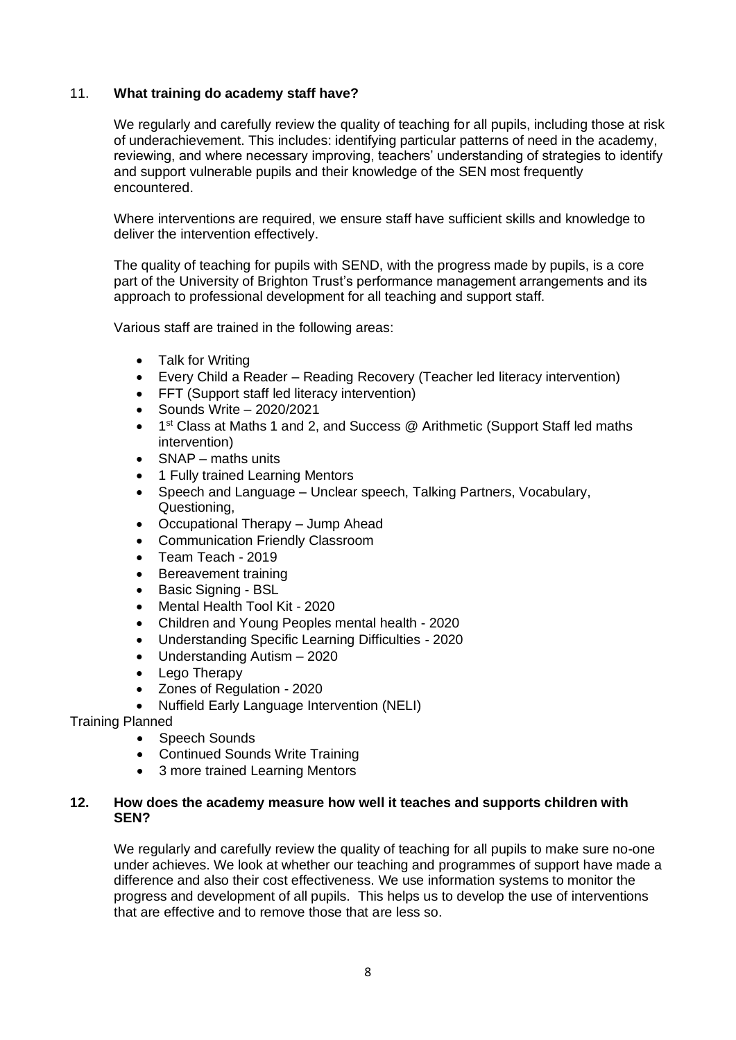## 11. **What training do academy staff have?**

We regularly and carefully review the quality of teaching for all pupils, including those at risk of underachievement. This includes: identifying particular patterns of need in the academy, reviewing, and where necessary improving, teachers' understanding of strategies to identify and support vulnerable pupils and their knowledge of the SEN most frequently encountered.

Where interventions are required, we ensure staff have sufficient skills and knowledge to deliver the intervention effectively.

The quality of teaching for pupils with SEND, with the progress made by pupils, is a core part of the University of Brighton Trust's performance management arrangements and its approach to professional development for all teaching and support staff.

Various staff are trained in the following areas:

- Talk for Writing
- Every Child a Reader – Reading Recovery (Teacher led literacy intervention)
- FFT (Support staff led literacy intervention)
- Sounds Write – 2020/2021
- 1st Class at Maths 1 and 2, and Success @ Arithmetic (Support Staff led maths intervention)
- SNAP – maths units
- 1 Fully trained Learning Mentors
- Speech and Language – Unclear speech, Talking Partners, Vocabulary, Questioning,
- Occupational Therapy – Jump Ahead
- Communication Friendly Classroom
- Team Teach - 2019
- Bereavement training
- Basic Signing - BSL
- Mental Health Tool Kit - 2020
- Children and Young Peoples mental health - 2020
- Understanding Specific Learning Difficulties - 2020
- Understanding Autism – 2020
- Lego Therapy
- Zones of Regulation - 2020
- Nuffield Early Language Intervention (NELI)

Training Planned

- Speech Sounds
- Continued Sounds Write Training
- 3 more trained Learning Mentors

## 12. **How does the academy measure how well it teaches and supports children with SEN?**

We regularly and carefully review the quality of teaching for all pupils to make sure no-one under achieves. We look at whether our teaching and programmes of support have made a difference and also their cost effectiveness. We use information systems to monitor the progress and development of all pupils. This helps us to develop the use of interventions that are effective and to remove those that are less so.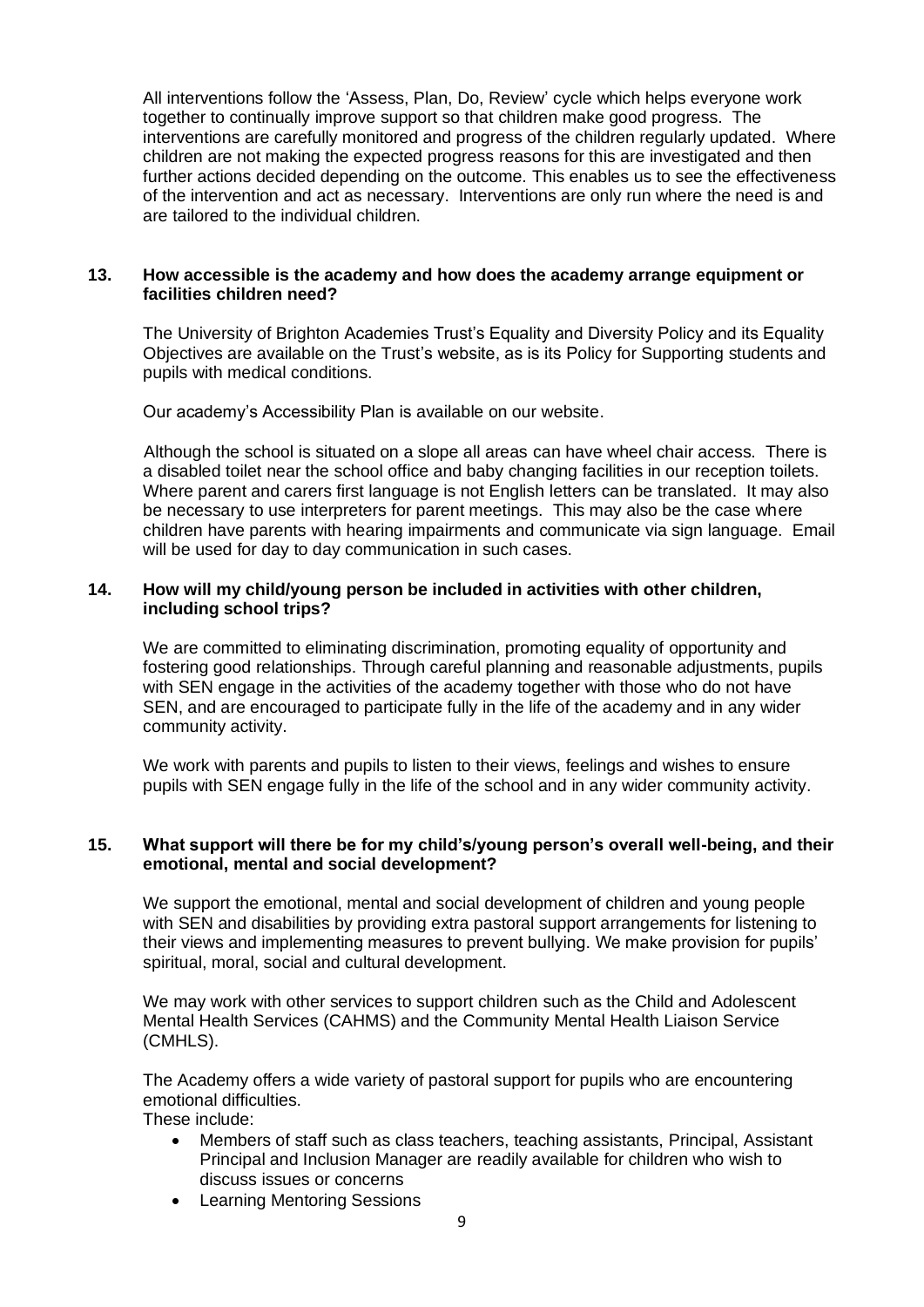All interventions follow the 'Assess, Plan, Do, Review' cycle which helps everyone work together to continually improve support so that children make good progress. The interventions are carefully monitored and progress of the children regularly updated. Where children are not making the expected progress reasons for this are investigated and then further actions decided depending on the outcome. This enables us to see the effectiveness of the intervention and act as necessary. Interventions are only run where the need is and are tailored to the individual children.

### 13. How accessible is the academy and how does the academy arrange equipment or facilities children need?

The University of Brighton Academies Trust's Equality and Diversity Policy and its Equality Objectives are available on the Trust's website, as is its Policy for Supporting students and pupils with medical conditions.

Our academy's Accessibility Plan is available on our website.

Although the school is situated on a slope all areas can have wheel chair access. There is a disabled toilet near the school office and baby changing facilities in our reception toilets. Where parent and carers first language is not English letters can be translated. It may also be necessary to use interpreters for parent meetings. This may also be the case where children have parents with hearing impairments and communicate via sign language. Email will be used for day to day communication in such cases.

### 14. How will my child/young person be included in activities with other children, including school trips?

We are committed to eliminating discrimination, promoting equality of opportunity and fostering good relationships. Through careful planning and reasonable adjustments, pupils with SEN engage in the activities of the academy together with those who do not have SEN, and are encouraged to participate fully in the life of the academy and in any wider community activity.

We work with parents and pupils to listen to their views, feelings and wishes to ensure pupils with SEN engage fully in the life of the school and in any wider community activity.

### 15. What support will there be for my child's/young person's overall well-being, and their emotional, mental and social development?

We support the emotional, mental and social development of children and young people with SEN and disabilities by providing extra pastoral support arrangements for listening to their views and implementing measures to prevent bullying. We make provision for pupils' spiritual, moral, social and cultural development.

We may work with other services to support children such as the Child and Adolescent Mental Health Services (CAHMS) and the Community Mental Health Liaison Service (CMHLS).

The Academy offers a wide variety of pastoral support for pupils who are encountering emotional difficulties.
These include:

- Members of staff such as class teachers, teaching assistants, Principal, Assistant Principal and Inclusion Manager are readily available for children who wish to discuss issues or concerns
- Learning Mentoring Sessions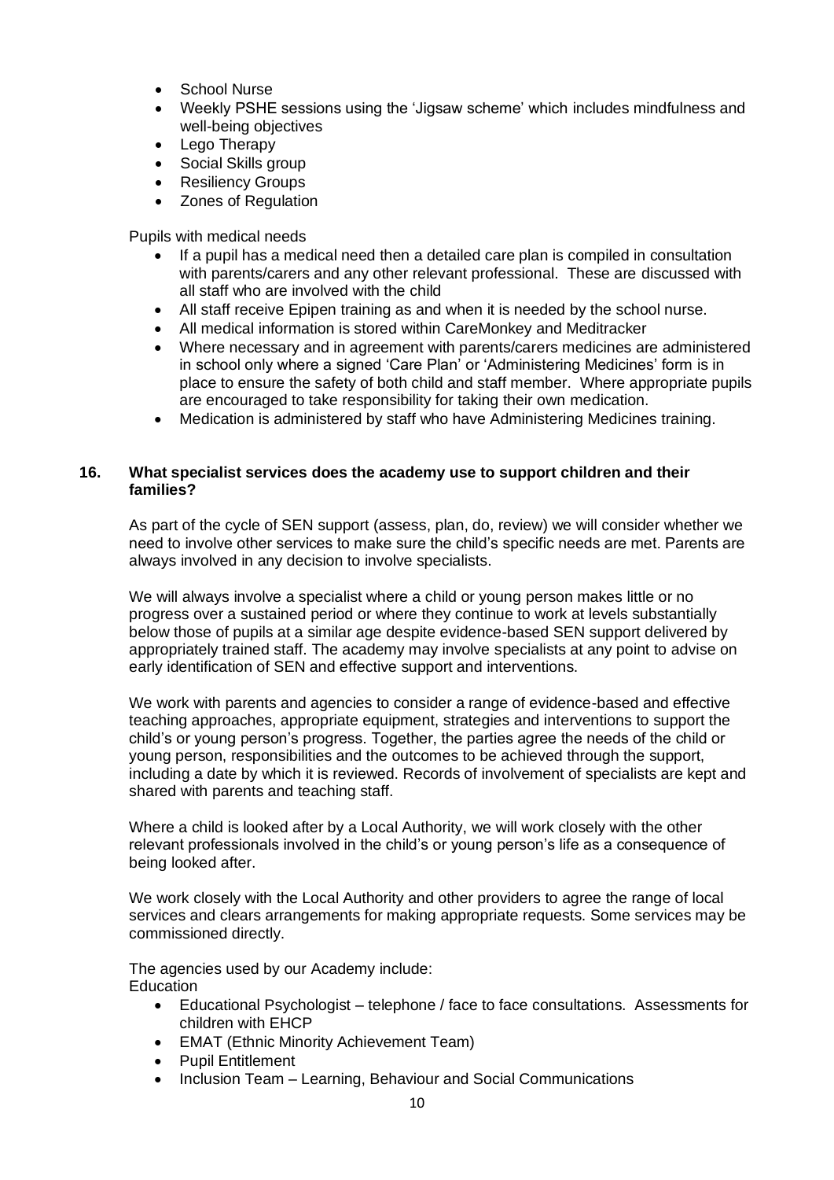- School Nurse
- Weekly PSHE sessions using the 'Jigsaw scheme' which includes mindfulness and well-being objectives
- Lego Therapy
- Social Skills group
- Resiliency Groups
- Zones of Regulation

Pupils with medical needs

- If a pupil has a medical need then a detailed care plan is compiled in consultation with parents/carers and any other relevant professional. These are discussed with all staff who are involved with the child
- All staff receive Epipen training as and when it is needed by the school nurse.
- All medical information is stored within CareMonkey and Meditracker
- Where necessary and in agreement with parents/carers medicines are administered in school only where a signed 'Care Plan' or 'Administering Medicines' form is in place to ensure the safety of both child and staff member. Where appropriate pupils are encouraged to take responsibility for taking their own medication.
- Medication is administered by staff who have Administering Medicines training.

## 16. What specialist services does the academy use to support children and their families?

As part of the cycle of SEN support (assess, plan, do, review) we will consider whether we need to involve other services to make sure the child's specific needs are met. Parents are always involved in any decision to involve specialists.

We will always involve a specialist where a child or young person makes little or no progress over a sustained period or where they continue to work at levels substantially below those of pupils at a similar age despite evidence-based SEN support delivered by appropriately trained staff. The academy may involve specialists at any point to advise on early identification of SEN and effective support and interventions.

We work with parents and agencies to consider a range of evidence-based and effective teaching approaches, appropriate equipment, strategies and interventions to support the child's or young person's progress. Together, the parties agree the needs of the child or young person, responsibilities and the outcomes to be achieved through the support, including a date by which it is reviewed. Records of involvement of specialists are kept and shared with parents and teaching staff.

Where a child is looked after by a Local Authority, we will work closely with the other relevant professionals involved in the child's or young person's life as a consequence of being looked after.

We work closely with the Local Authority and other providers to agree the range of local services and clears arrangements for making appropriate requests. Some services may be commissioned directly.

The agencies used by our Academy include:
Education

- Educational Psychologist – telephone / face to face consultations. Assessments for children with EHCP
- EMAT (Ethnic Minority Achievement Team)
- Pupil Entitlement
- Inclusion Team – Learning, Behaviour and Social Communications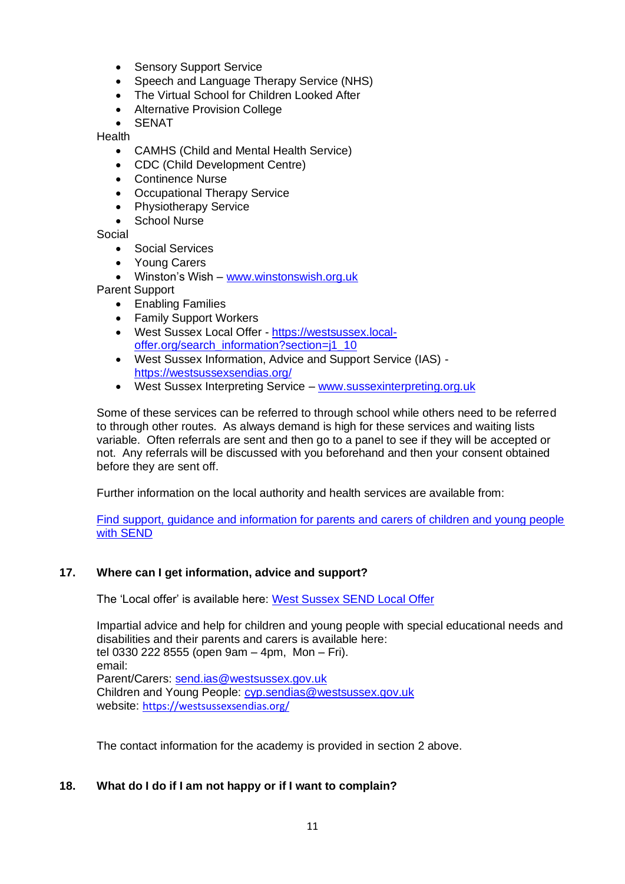- Sensory Support Service
- Speech and Language Therapy Service (NHS)
- The Virtual School for Children Looked After
- Alternative Provision College
- SENAT

Health

- CAMHS (Child and Mental Health Service)
- CDC (Child Development Centre)
- Continence Nurse
- Occupational Therapy Service
- Physiotherapy Service
- School Nurse

Social

- Social Services
- Young Carers
- Winston's Wish – www.winstonswish.org.uk

Parent Support

- Enabling Families
- Family Support Workers
- West Sussex Local Offer - https://westsussex.local-offer.org/search_information?section=j1_10
- West Sussex Information, Advice and Support Service (IAS) - https://westsussexsendias.org/
- West Sussex Interpreting Service – www.sussexinterpreting.org.uk

Some of these services can be referred to through school while others need to be referred to through other routes. As always demand is high for these services and waiting lists variable. Often referrals are sent and then go to a panel to see if they will be accepted or not. Any referrals will be discussed with you beforehand and then your consent obtained before they are sent off.

Further information on the local authority and health services are available from:

Find support, guidance and information for parents and carers of children and young people with SEND

## 17. Where can I get information, advice and support?

The 'Local offer' is available here: West Sussex SEND Local Offer

Impartial advice and help for children and young people with special educational needs and disabilities and their parents and carers is available here:
tel 0330 222 8555 (open 9am – 4pm, Mon – Fri).
email:
Parent/Carers: send.ias@westsussex.gov.uk
Children and Young People: cyp.sendias@westsussex.gov.uk
website: https://westsussexsendias.org/

The contact information for the academy is provided in section 2 above.

## 18. What do I do if I am not happy or if I want to complain?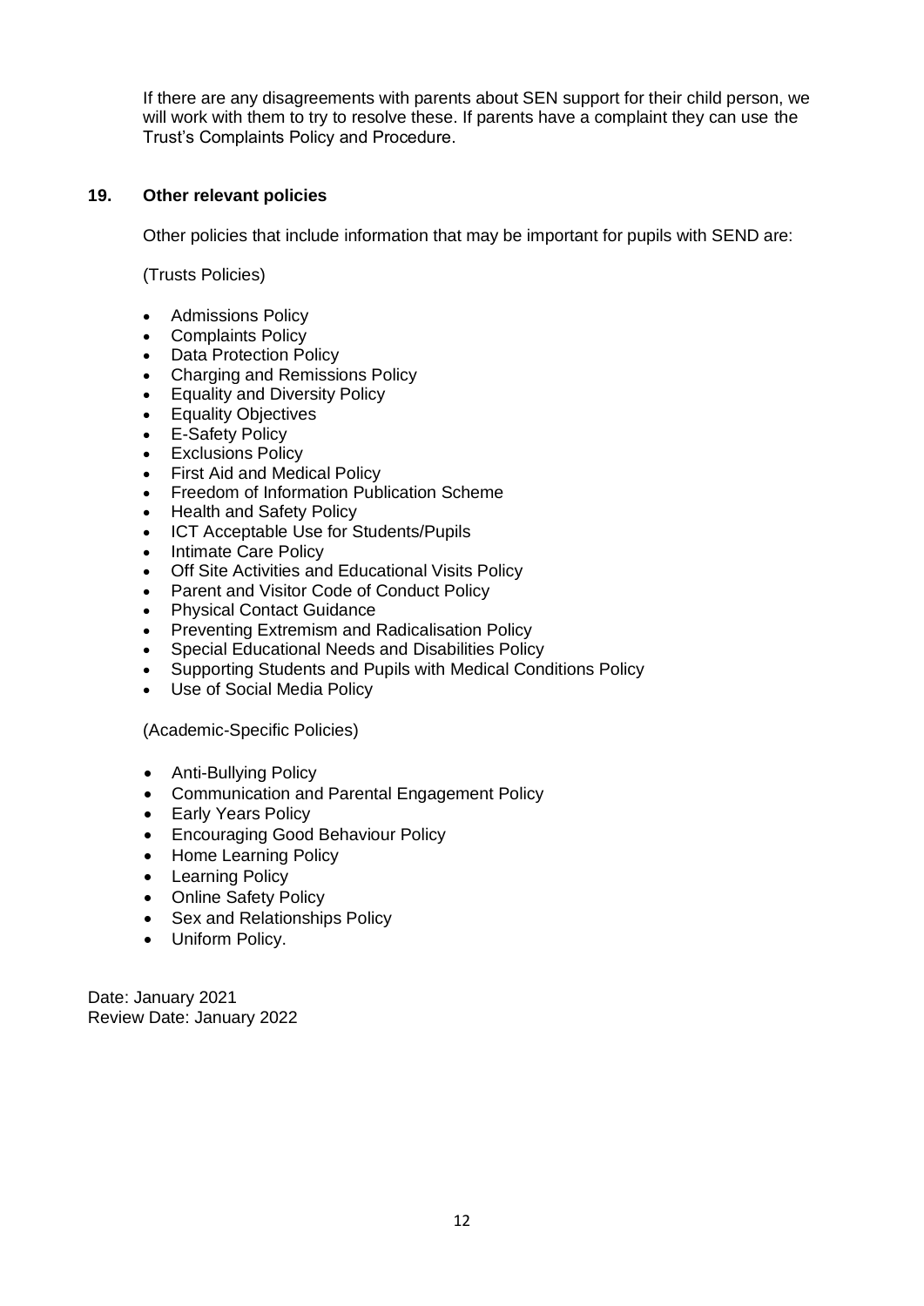If there are any disagreements with parents about SEN support for their child person, we will work with them to try to resolve these. If parents have a complaint they can use the Trust's Complaints Policy and Procedure.

## 19. Other relevant policies

Other policies that include information that may be important for pupils with SEND are:

(Trusts Policies)

- Admissions Policy
- Complaints Policy
- Data Protection Policy
- Charging and Remissions Policy
- Equality and Diversity Policy
- Equality Objectives
- E-Safety Policy
- Exclusions Policy
- First Aid and Medical Policy
- Freedom of Information Publication Scheme
- Health and Safety Policy
- ICT Acceptable Use for Students/Pupils
- Intimate Care Policy
- Off Site Activities and Educational Visits Policy
- Parent and Visitor Code of Conduct Policy
- Physical Contact Guidance
- Preventing Extremism and Radicalisation Policy
- Special Educational Needs and Disabilities Policy
- Supporting Students and Pupils with Medical Conditions Policy
- Use of Social Media Policy

(Academic-Specific Policies)

- Anti-Bullying Policy
- Communication and Parental Engagement Policy
- Early Years Policy
- Encouraging Good Behaviour Policy
- Home Learning Policy
- Learning Policy
- Online Safety Policy
- Sex and Relationships Policy
- Uniform Policy.

Date: January 2021
Review Date: January 2022